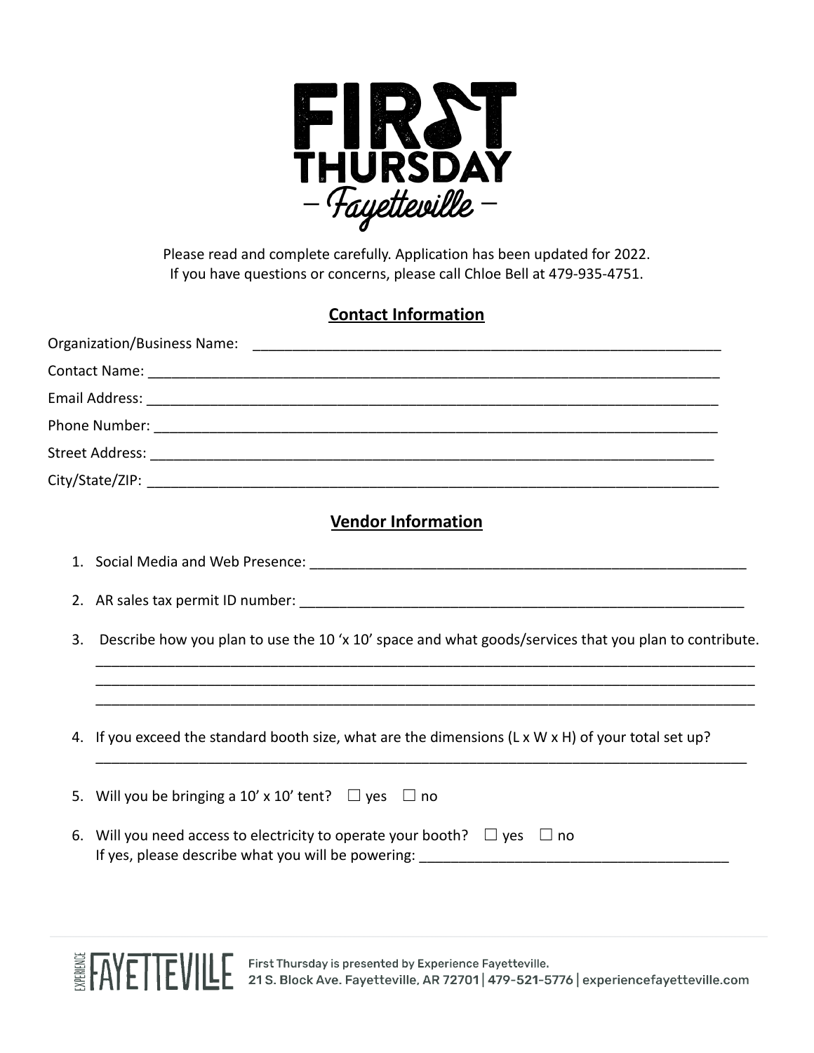# FIRST THURSDAY

## – Fayetteville –

Please read and complete carefully. Application has been updated for 2022.
If you have questions or concerns, please call Chloe Bell at 479-935-4751.

## Contact Information

Organization/Business Name: ______________________________________________________________

Contact Name: ______________________________________________________________

Email Address: ______________________________________________________________

Phone Number: ______________________________________________________________

Street Address: ______________________________________________________________

City/State/ZIP: ______________________________________________________________

## Vendor Information

1. Social Media and Web Presence: ______________________________________________________________

2. AR sales tax permit ID number: ______________________________________________________________

3. Describe how you plan to use the 10 'x 10' space and what goods/services that you plan to contribute.
   ______________________________________________________________
   ______________________________________________________________
   ______________________________________________________________

4. If you exceed the standard booth size, what are the dimensions (L x W x H) of your total set up?
   ______________________________________________________________

5. Will you be bringing a 10' x 10' tent? ☐ yes ☐ no

6. Will you need access to electricity to operate your booth? ☐ yes ☐ no
   If yes, please describe what you will be powering: ______________________________________________________________

EXPERIENCE FAYETTEVILLE First Thursday is presented by Experience Fayetteville.
21 S. Block Ave. Fayetteville, AR 72701 | 479-521-5776 | experiencefayetteville.com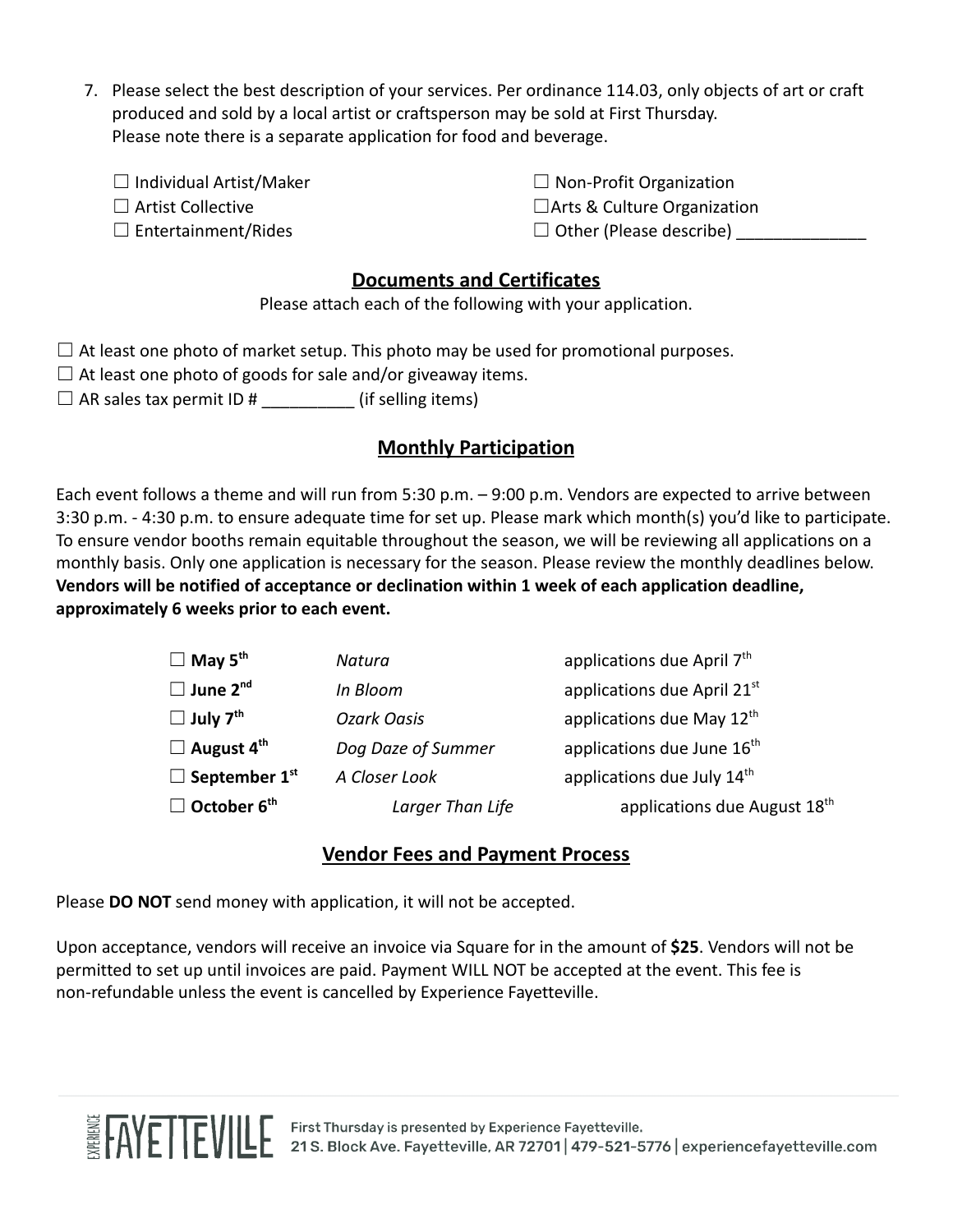7. Please select the best description of your services. Per ordinance 114.03, only objects of art or craft produced and sold by a local artist or craftsperson may be sold at First Thursday. Please note there is a separate application for food and beverage.

☐ Individual Artist/Maker
☐ Artist Collective
☐ Entertainment/Rides
☐ Non-Profit Organization
☐Arts & Culture Organization
☐ Other (Please describe) ______________

## Documents and Certificates

Please attach each of the following with your application.

☐ At least one photo of market setup. This photo may be used for promotional purposes.
☐ At least one photo of goods for sale and/or giveaway items.
☐ AR sales tax permit ID # __________ (if selling items)

## Monthly Participation

Each event follows a theme and will run from 5:30 p.m. – 9:00 p.m. Vendors are expected to arrive between 3:30 p.m. - 4:30 p.m. to ensure adequate time for set up. Please mark which month(s) you'd like to participate. To ensure vendor booths remain equitable throughout the season, we will be reviewing all applications on a monthly basis. Only one application is necessary for the season. Please review the monthly deadlines below. **Vendors will be notified of acceptance or declination within 1 week of each application deadline, approximately 6 weeks prior to each event.**

| | | |
|---|---|---|
| ☐ **May 5th** | *Natura* | applications due April 7th |
| ☐ **June 2nd** | *In Bloom* | applications due April 21st |
| ☐ **July 7th** | *Ozark Oasis* | applications due May 12th |
| ☐ **August 4th** | *Dog Daze of Summer* | applications due June 16th |
| ☐ **September 1st** | *A Closer Look* | applications due July 14th |
| ☐ **October 6th** | *Larger Than Life* | applications due August 18th |

## Vendor Fees and Payment Process

Please **DO NOT** send money with application, it will not be accepted.

Upon acceptance, vendors will receive an invoice via Square for in the amount of **$25**. Vendors will not be permitted to set up until invoices are paid. Payment WILL NOT be accepted at the event. This fee is non-refundable unless the event is cancelled by Experience Fayetteville.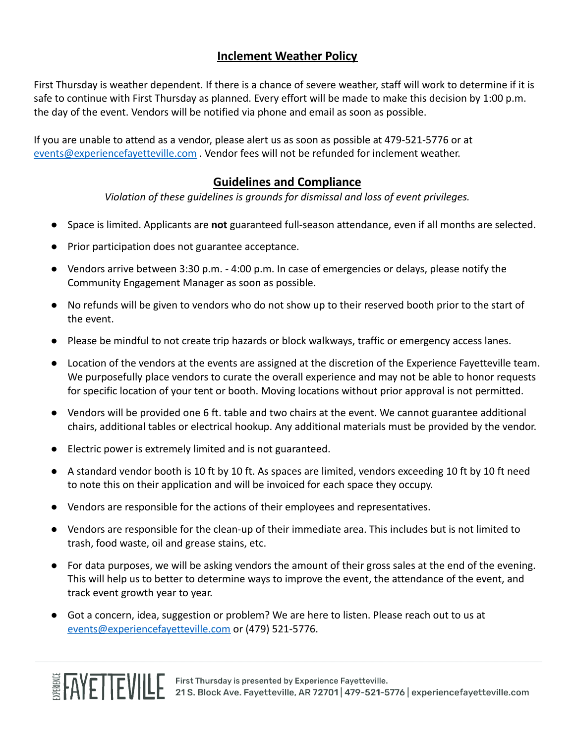## Inclement Weather Policy

First Thursday is weather dependent. If there is a chance of severe weather, staff will work to determine if it is safe to continue with First Thursday as planned. Every effort will be made to make this decision by 1:00 p.m. the day of the event. Vendors will be notified via phone and email as soon as possible.

If you are unable to attend as a vendor, please alert us as soon as possible at 479-521-5776 or at events@experiencefayetteville.com . Vendor fees will not be refunded for inclement weather.

## Guidelines and Compliance

*Violation of these guidelines is grounds for dismissal and loss of event privileges.*

- Space is limited. Applicants are **not** guaranteed full-season attendance, even if all months are selected.
- Prior participation does not guarantee acceptance.
- Vendors arrive between 3:30 p.m. - 4:00 p.m. In case of emergencies or delays, please notify the Community Engagement Manager as soon as possible.
- No refunds will be given to vendors who do not show up to their reserved booth prior to the start of the event.
- Please be mindful to not create trip hazards or block walkways, traffic or emergency access lanes.
- Location of the vendors at the events are assigned at the discretion of the Experience Fayetteville team. We purposefully place vendors to curate the overall experience and may not be able to honor requests for specific location of your tent or booth. Moving locations without prior approval is not permitted.
- Vendors will be provided one 6 ft. table and two chairs at the event. We cannot guarantee additional chairs, additional tables or electrical hookup. Any additional materials must be provided by the vendor.
- Electric power is extremely limited and is not guaranteed.
- A standard vendor booth is 10 ft by 10 ft. As spaces are limited, vendors exceeding 10 ft by 10 ft need to note this on their application and will be invoiced for each space they occupy.
- Vendors are responsible for the actions of their employees and representatives.
- Vendors are responsible for the clean-up of their immediate area. This includes but is not limited to trash, food waste, oil and grease stains, etc.
- For data purposes, we will be asking vendors the amount of their gross sales at the end of the evening. This will help us to better to determine ways to improve the event, the attendance of the event, and track event growth year to year.
- Got a concern, idea, suggestion or problem? We are here to listen. Please reach out to us at events@experiencefayetteville.com or (479) 521-5776.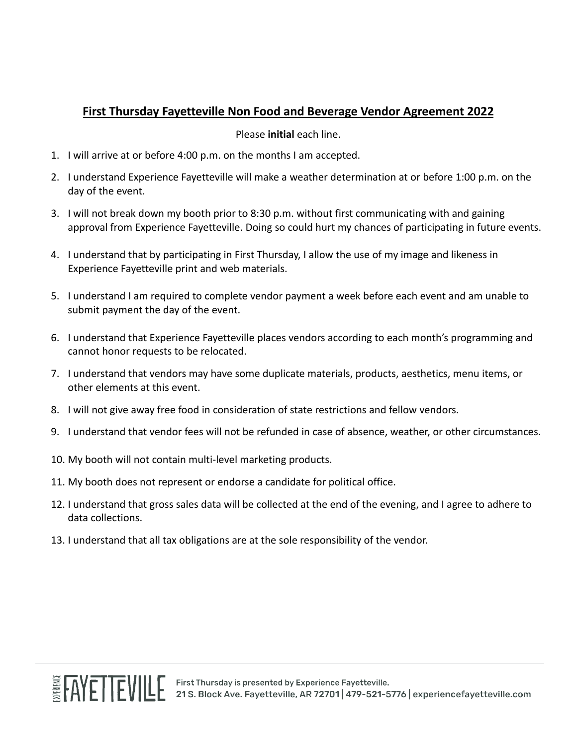# First Thursday Fayetteville Non Food and Beverage Vendor Agreement 2022

Please **initial** each line.

1. I will arrive at or before 4:00 p.m. on the months I am accepted.
2. I understand Experience Fayetteville will make a weather determination at or before 1:00 p.m. on the day of the event.
3. I will not break down my booth prior to 8:30 p.m. without first communicating with and gaining approval from Experience Fayetteville. Doing so could hurt my chances of participating in future events.
4. I understand that by participating in First Thursday, I allow the use of my image and likeness in Experience Fayetteville print and web materials.
5. I understand I am required to complete vendor payment a week before each event and am unable to submit payment the day of the event.
6. I understand that Experience Fayetteville places vendors according to each month's programming and cannot honor requests to be relocated.
7. I understand that vendors may have some duplicate materials, products, aesthetics, menu items, or other elements at this event.
8. I will not give away free food in consideration of state restrictions and fellow vendors.
9. I understand that vendor fees will not be refunded in case of absence, weather, or other circumstances.
10. My booth will not contain multi-level marketing products.
11. My booth does not represent or endorse a candidate for political office.
12. I understand that gross sales data will be collected at the end of the evening, and I agree to adhere to data collections.
13. I understand that all tax obligations are at the sole responsibility of the vendor.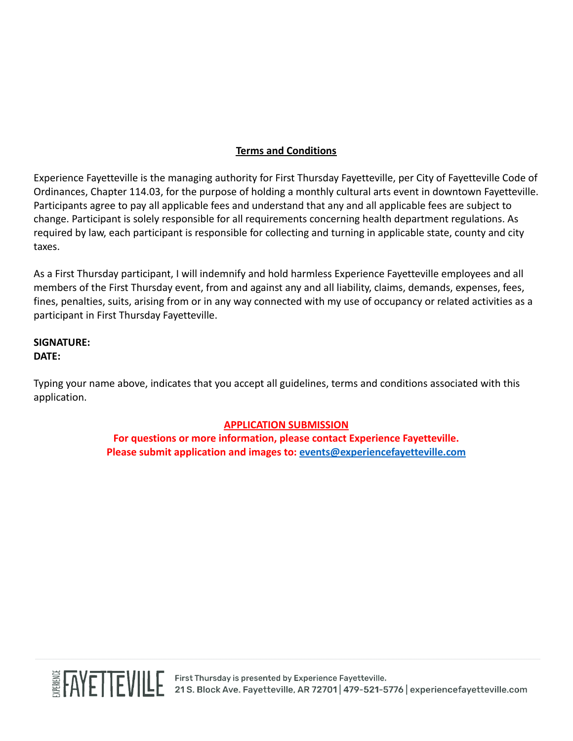## Terms and Conditions

Experience Fayetteville is the managing authority for First Thursday Fayetteville, per City of Fayetteville Code of Ordinances, Chapter 114.03, for the purpose of holding a monthly cultural arts event in downtown Fayetteville. Participants agree to pay all applicable fees and understand that any and all applicable fees are subject to change. Participant is solely responsible for all requirements concerning health department regulations. As required by law, each participant is responsible for collecting and turning in applicable state, county and city taxes.

As a First Thursday participant, I will indemnify and hold harmless Experience Fayetteville employees and all members of the First Thursday event, from and against any and all liability, claims, demands, expenses, fees, fines, penalties, suits, arising from or in any way connected with my use of occupancy or related activities as a participant in First Thursday Fayetteville.

**SIGNATURE:**
**DATE:**

Typing your name above, indicates that you accept all guidelines, terms and conditions associated with this application.

**APPLICATION SUBMISSION**

**For questions or more information, please contact Experience Fayetteville.**
**Please submit application and images to: events@experiencefayetteville.com**

EXPERIENCE FAYETTEVILLE

First Thursday is presented by Experience Fayetteville.
21 S. Block Ave. Fayetteville, AR 72701 | 479-521-5776 | experiencefayetteville.com